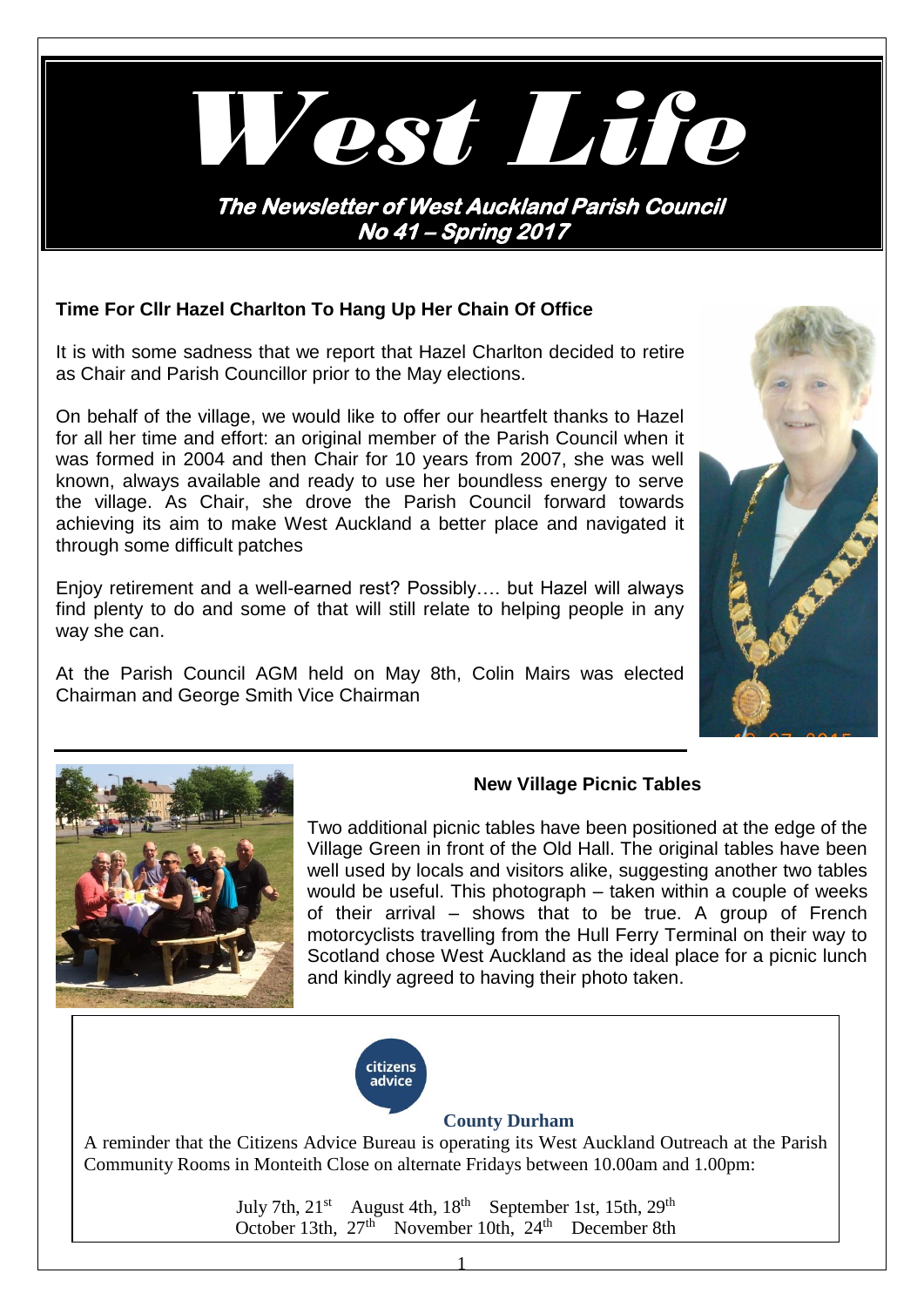# West Life

**The Newsletter of West Auckland Parish Council**
**No 41 – Spring 2017**

### Time For Cllr Hazel Charlton To Hang Up Her Chain Of Office

It is with some sadness that we report that Hazel Charlton decided to retire as Chair and Parish Councillor prior to the May elections.

On behalf of the village, we would like to offer our heartfelt thanks to Hazel for all her time and effort: an original member of the Parish Council when it was formed in 2004 and then Chair for 10 years from 2007, she was well known, always available and ready to use her boundless energy to serve the village. As Chair, she drove the Parish Council forward towards achieving its aim to make West Auckland a better place and navigated it through some difficult patches

Enjoy retirement and a well-earned rest? Possibly…. but Hazel will always find plenty to do and some of that will still relate to helping people in any way she can.

At the Parish Council AGM held on May 8th, Colin Mairs was elected Chairman and George Smith Vice Chairman

### New Village Picnic Tables

Two additional picnic tables have been positioned at the edge of the Village Green in front of the Old Hall. The original tables have been well used by locals and visitors alike, suggesting another two tables would be useful. This photograph – taken within a couple of weeks of their arrival – shows that to be true. A group of French motorcyclists travelling from the Hull Ferry Terminal on their way to Scotland chose West Auckland as the ideal place for a picnic lunch and kindly agreed to having their photo taken.

citizens advice

**County Durham**

A reminder that the Citizens Advice Bureau is operating its West Auckland Outreach at the Parish Community Rooms in Monteith Close on alternate Fridays between 10.00am and 1.00pm:

July 7th, 21st August 4th, 18th September 1st, 15th, 29th
October 13th, 27th November 10th, 24th December 8th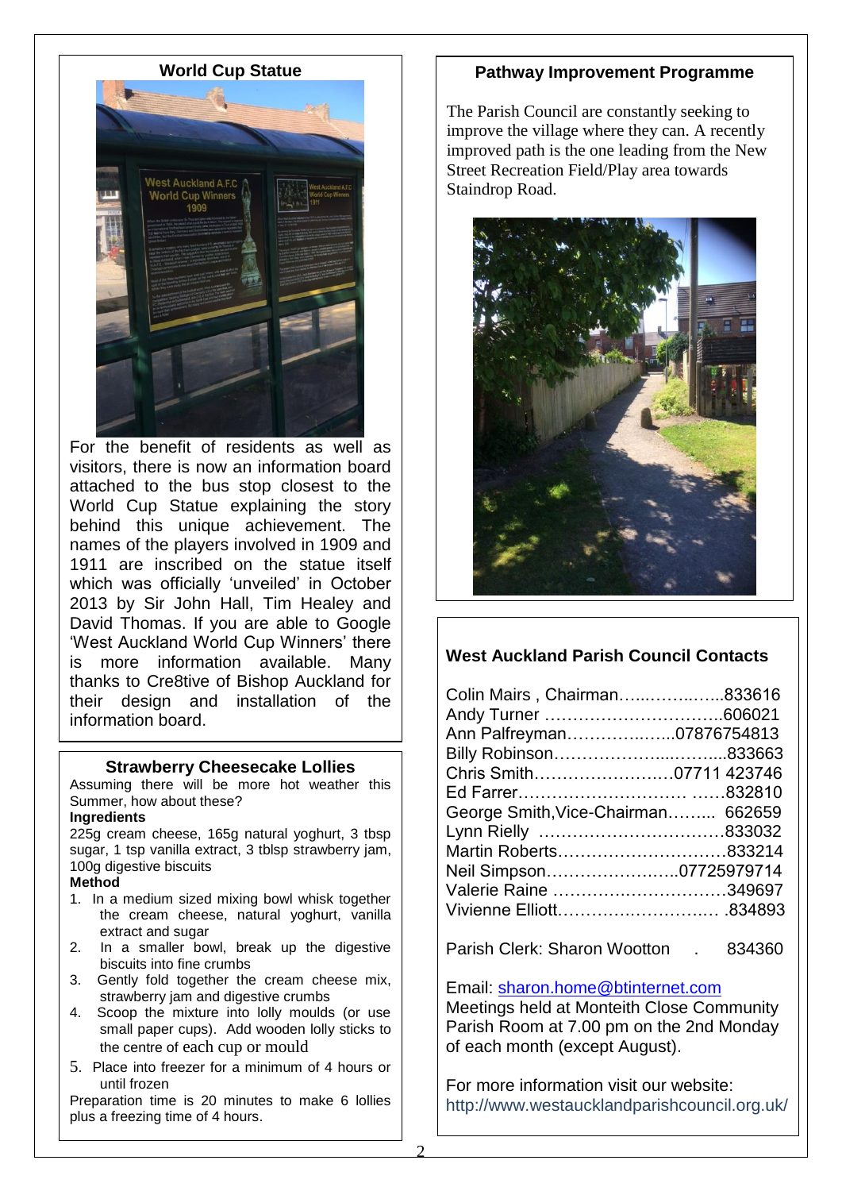## World Cup Statue

For the benefit of residents as well as visitors, there is now an information board attached to the bus stop closest to the World Cup Statue explaining the story behind this unique achievement. The names of the players involved in 1909 and 1911 are inscribed on the statue itself which was officially 'unveiled' in October 2013 by Sir John Hall, Tim Healey and David Thomas. If you are able to Google 'West Auckland World Cup Winners' there is more information available. Many thanks to Cre8tive of Bishop Auckland for their design and installation of the information board.

## Strawberry Cheesecake Lollies

Assuming there will be more hot weather this Summer, how about these?

**Ingredients**

225g cream cheese, 165g natural yoghurt, 3 tbsp sugar, 1 tsp vanilla extract, 3 tblsp strawberry jam, 100g digestive biscuits

**Method**

1. In a medium sized mixing bowl whisk together the cream cheese, natural yoghurt, vanilla extract and sugar
2. In a smaller bowl, break up the digestive biscuits into fine crumbs
3. Gently fold together the cream cheese mix, strawberry jam and digestive crumbs
4. Scoop the mixture into lolly moulds (or use small paper cups). Add wooden lolly sticks to the centre of each cup or mould
5. Place into freezer for a minimum of 4 hours or until frozen

Preparation time is 20 minutes to make 6 lollies plus a freezing time of 4 hours.

## Pathway Improvement Programme

The Parish Council are constantly seeking to improve the village where they can. A recently improved path is the one leading from the New Street Recreation Field/Play area towards Staindrop Road.

## West Auckland Parish Council Contacts

Colin Mairs , Chairman……..……..…..833616
Andy Turner …………………………..606021
Ann Palfreyman…………..…..07876754813
Billy Robinson……………….....……....833663
Chris Smith…………………..…07711 423746
Ed Farrer………………………… ……832810
George Smith,Vice-Chairman……... 662659
Lynn Rielly …………………………….833032
Martin Roberts…………………………833214
Neil Simpson……………………..07725979714
Valerie Raine ………….………………349697
Vivienne Elliott…………….………….. .834893

Parish Clerk: Sharon Wootton . 834360

Email: sharon.home@btinternet.com
Meetings held at Monteith Close Community Parish Room at 7.00 pm on the 2nd Monday of each month (except August).

For more information visit our website:
http://www.westaucklandparishcouncil.org.uk/